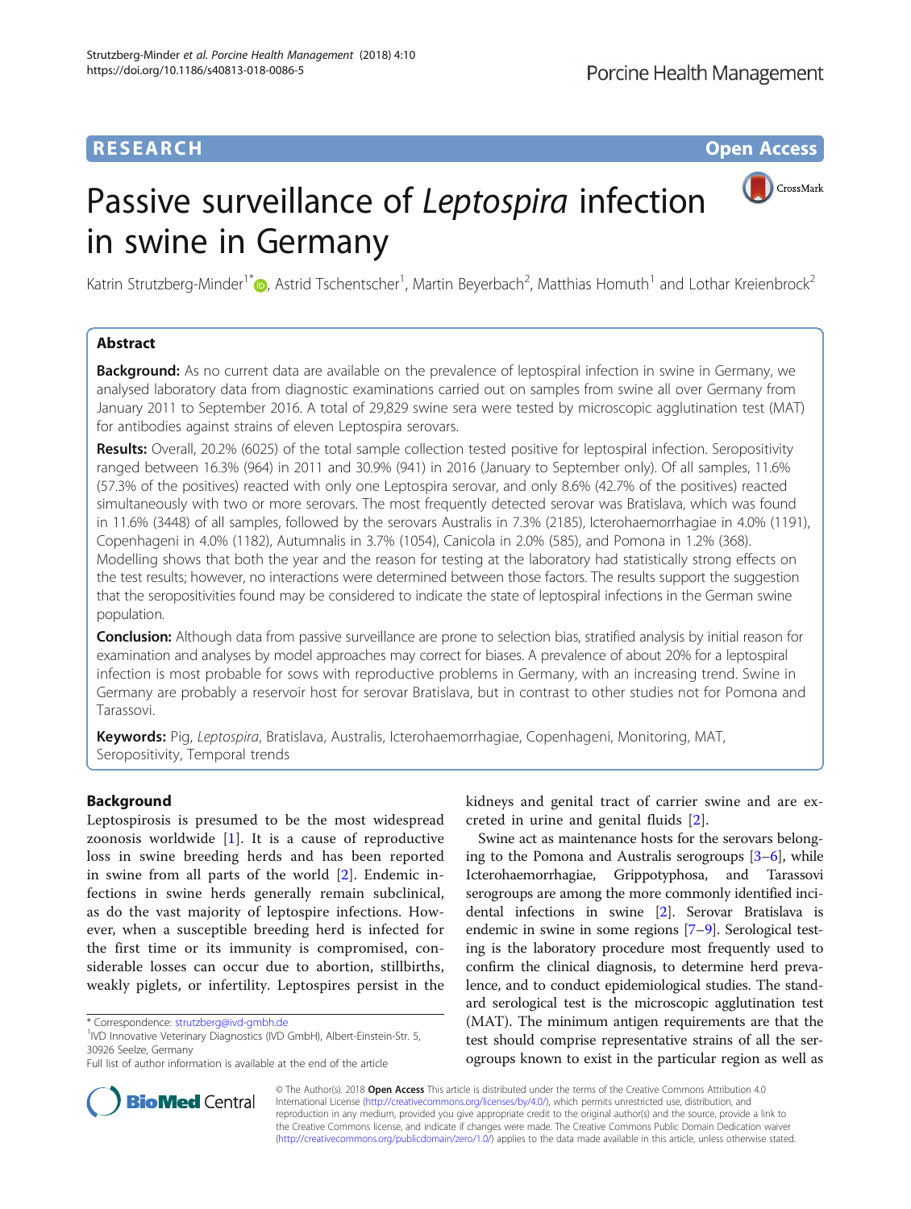RESEARCH

Open Access

# Passive surveillance of *Leptospira* infection in swine in Germany

Katrin Strutzberg-Minder[1*], Astrid Tschentscher[1], Martin Beyerbach[2], Matthias Homuth[1] and Lothar Kreienbrock[2]

## Abstract

**Background:** As no current data are available on the prevalence of leptospiral infection in swine in Germany, we analysed laboratory data from diagnostic examinations carried out on samples from swine all over Germany from January 2011 to September 2016. A total of 29,829 swine sera were tested by microscopic agglutination test (MAT) for antibodies against strains of eleven Leptospira serovars.

**Results:** Overall, 20.2% (6025) of the total sample collection tested positive for leptospiral infection. Seropositivity ranged between 16.3% (964) in 2011 and 30.9% (941) in 2016 (January to September only). Of all samples, 11.6% (57.3% of the positives) reacted with only one Leptospira serovar, and only 8.6% (42.7% of the positives) reacted simultaneously with two or more serovars. The most frequently detected serovar was Bratislava, which was found in 11.6% (3448) of all samples, followed by the serovars Australis in 7.3% (2185), Icterohaemorrhagiae in 4.0% (1191), Copenhageni in 4.0% (1182), Autumnalis in 3.7% (1054), Canicola in 2.0% (585), and Pomona in 1.2% (368). Modelling shows that both the year and the reason for testing at the laboratory had statistically strong effects on the test results; however, no interactions were determined between those factors. The results support the suggestion that the seropositivities found may be considered to indicate the state of leptospiral infections in the German swine population.

**Conclusion:** Although data from passive surveillance are prone to selection bias, stratified analysis by initial reason for examination and analyses by model approaches may correct for biases. A prevalence of about 20% for a leptospiral infection is most probable for sows with reproductive problems in Germany, with an increasing trend. Swine in Germany are probably a reservoir host for serovar Bratislava, but in contrast to other studies not for Pomona and Tarassovi.

**Keywords:** Pig, *Leptospira*, Bratislava, Australis, Icterohaemorrhagiae, Copenhageni, Monitoring, MAT, Seropositivity, Temporal trends

## Background

Leptospirosis is presumed to be the most widespread zoonosis worldwide [1]. It is a cause of reproductive loss in swine breeding herds and has been reported in swine from all parts of the world [2]. Endemic infections in swine herds generally remain subclinical, as do the vast majority of leptospire infections. However, when a susceptible breeding herd is infected for the first time or its immunity is compromised, considerable losses can occur due to abortion, stillbirths, weakly piglets, or infertility. Leptospires persist in the kidneys and genital tract of carrier swine and are excreted in urine and genital fluids [2].

Swine act as maintenance hosts for the serovars belonging to the Pomona and Australis serogroups [3–6], while Icterohaemorrhagiae, Grippotyphosa, and Tarassovi serogroups are among the more commonly identified incidental infections in swine [2]. Serovar Bratislava is endemic in swine in some regions [7–9]. Serological testing is the laboratory procedure most frequently used to confirm the clinical diagnosis, to determine herd prevalence, and to conduct epidemiological studies. The standard serological test is the microscopic agglutination test (MAT). The minimum antigen requirements are that the test should comprise representative strains of all the serogroups known to exist in the particular region as well as

* Correspondence: strutzberg@ivd-gmbh.de
[1]IVD Innovative Veterinary Diagnostics (IVD GmbH), Albert-Einstein-Str. 5, 30926 Seelze, Germany
Full list of author information is available at the end of the article

© The Author(s). 2018 **Open Access** This article is distributed under the terms of the Creative Commons Attribution 4.0 International License (http://creativecommons.org/licenses/by/4.0/), which permits unrestricted use, distribution, and reproduction in any medium, provided you give appropriate credit to the original author(s) and the source, provide a link to the Creative Commons license, and indicate if changes were made. The Creative Commons Public Domain Dedication waiver (http://creativecommons.org/publicdomain/zero/1.0/) applies to the data made available in this article, unless otherwise stated.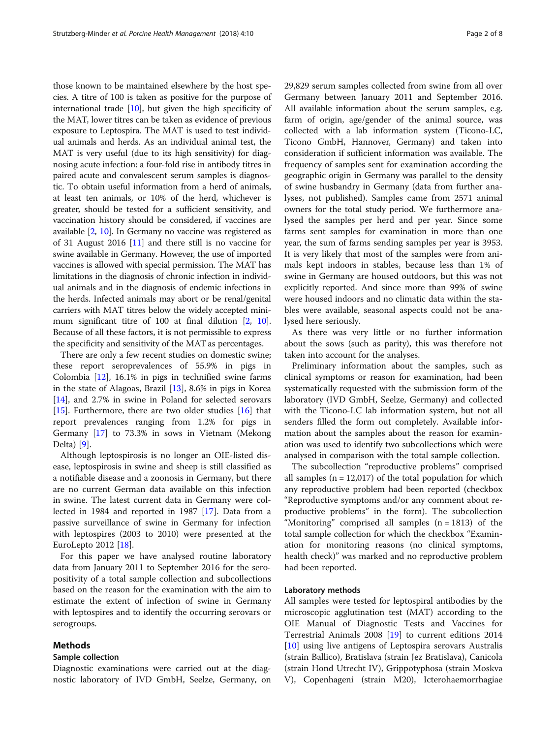those known to be maintained elsewhere by the host species. A titre of 100 is taken as positive for the purpose of international trade [10], but given the high specificity of the MAT, lower titres can be taken as evidence of previous exposure to Leptospira. The MAT is used to test individual animals and herds. As an individual animal test, the MAT is very useful (due to its high sensitivity) for diagnosing acute infection: a four-fold rise in antibody titres in paired acute and convalescent serum samples is diagnostic. To obtain useful information from a herd of animals, at least ten animals, or 10% of the herd, whichever is greater, should be tested for a sufficient sensitivity, and vaccination history should be considered, if vaccines are available [2, 10]. In Germany no vaccine was registered as of 31 August 2016 [11] and there still is no vaccine for swine available in Germany. However, the use of imported vaccines is allowed with special permission. The MAT has limitations in the diagnosis of chronic infection in individual animals and in the diagnosis of endemic infections in the herds. Infected animals may abort or be renal/genital carriers with MAT titres below the widely accepted minimum significant titre of 100 at final dilution [2, 10]. Because of all these factors, it is not permissible to express the specificity and sensitivity of the MAT as percentages.

There are only a few recent studies on domestic swine; these report seroprevalences of 55.9% in pigs in Colombia [12], 16.1% in pigs in technified swine farms in the state of Alagoas, Brazil [13], 8.6% in pigs in Korea [14], and 2.7% in swine in Poland for selected serovars [15]. Furthermore, there are two older studies [16] that report prevalences ranging from 1.2% for pigs in Germany [17] to 73.3% in sows in Vietnam (Mekong Delta) [9].

Although leptospirosis is no longer an OIE-listed disease, leptospirosis in swine and sheep is still classified as a notifiable disease and a zoonosis in Germany, but there are no current German data available on this infection in swine. The latest current data in Germany were collected in 1984 and reported in 1987 [17]. Data from a passive surveillance of swine in Germany for infection with leptospires (2003 to 2010) were presented at the EuroLepto 2012 [18].

For this paper we have analysed routine laboratory data from January 2011 to September 2016 for the seropositivity of a total sample collection and subcollections based on the reason for the examination with the aim to estimate the extent of infection of swine in Germany with leptospires and to identify the occurring serovars or serogroups.

## Methods

### Sample collection

Diagnostic examinations were carried out at the diagnostic laboratory of IVD GmbH, Seelze, Germany, on 29,829 serum samples collected from swine from all over Germany between January 2011 and September 2016. All available information about the serum samples, e.g. farm of origin, age/gender of the animal source, was collected with a lab information system (Ticono-LC, Ticono GmbH, Hannover, Germany) and taken into consideration if sufficient information was available. The frequency of samples sent for examination according the geographic origin in Germany was parallel to the density of swine husbandry in Germany (data from further analyses, not published). Samples came from 2571 animal owners for the total study period. We furthermore analysed the samples per herd and per year. Since some farms sent samples for examination in more than one year, the sum of farms sending samples per year is 3953. It is very likely that most of the samples were from animals kept indoors in stables, because less than 1% of swine in Germany are housed outdoors, but this was not explicitly reported. And since more than 99% of swine were housed indoors and no climatic data within the stables were available, seasonal aspects could not be analysed here seriously.

As there was very little or no further information about the sows (such as parity), this was therefore not taken into account for the analyses.

Preliminary information about the samples, such as clinical symptoms or reason for examination, had been systematically requested with the submission form of the laboratory (IVD GmbH, Seelze, Germany) and collected with the Ticono-LC lab information system, but not all senders filled the form out completely. Available information about the samples about the reason for examination was used to identify two subcollections which were analysed in comparison with the total sample collection.

The subcollection "reproductive problems" comprised all samples (n = 12,017) of the total population for which any reproductive problem had been reported (checkbox "Reproductive symptoms and/or any comment about reproductive problems" in the form). The subcollection "Monitoring" comprised all samples (n = 1813) of the total sample collection for which the checkbox "Examination for monitoring reasons (no clinical symptoms, health check)" was marked and no reproductive problem had been reported.

### Laboratory methods

All samples were tested for leptospiral antibodies by the microscopic agglutination test (MAT) according to the OIE Manual of Diagnostic Tests and Vaccines for Terrestrial Animals 2008 [19] to current editions 2014 [10] using live antigens of Leptospira serovars Australis (strain Ballico), Bratislava (strain Jez Bratislava), Canicola (strain Hond Utrecht IV), Grippotyphosa (strain Moskva V), Copenhageni (strain M20), Icterohaemorrhagiae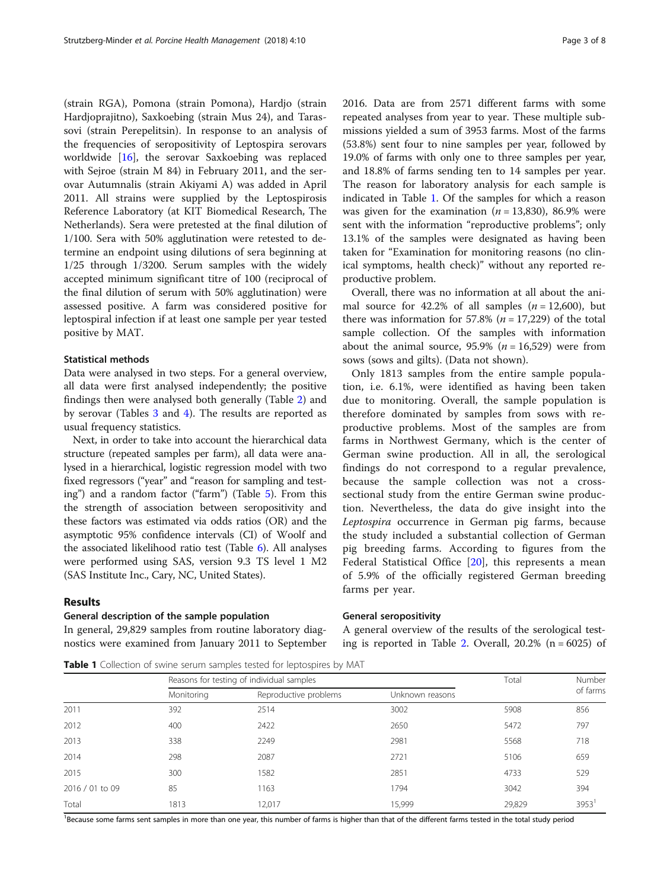(strain RGA), Pomona (strain Pomona), Hardjo (strain Hardjoprajitno), Saxkoebing (strain Mus 24), and Tarassovi (strain Perepelitsin). In response to an analysis of the frequencies of seropositivity of Leptospira serovars worldwide [16], the serovar Saxkoebing was replaced with Sejroe (strain M 84) in February 2011, and the serovar Autumnalis (strain Akiyami A) was added in April 2011. All strains were supplied by the Leptospirosis Reference Laboratory (at KIT Biomedical Research, The Netherlands). Sera were pretested at the final dilution of 1/100. Sera with 50% agglutination were retested to determine an endpoint using dilutions of sera beginning at 1/25 through 1/3200. Serum samples with the widely accepted minimum significant titre of 100 (reciprocal of the final dilution of serum with 50% agglutination) were assessed positive. A farm was considered positive for leptospiral infection if at least one sample per year tested positive by MAT.

### Statistical methods

Data were analysed in two steps. For a general overview, all data were first analysed independently; the positive findings then were analysed both generally (Table 2) and by serovar (Tables 3 and 4). The results are reported as usual frequency statistics.

Next, in order to take into account the hierarchical data structure (repeated samples per farm), all data were analysed in a hierarchical, logistic regression model with two fixed regressors ("year" and "reason for sampling and testing") and a random factor ("farm") (Table 5). From this the strength of association between seropositivity and these factors was estimated via odds ratios (OR) and the asymptotic 95% confidence intervals (CI) of Woolf and the associated likelihood ratio test (Table 6). All analyses were performed using SAS, version 9.3 TS level 1 M2 (SAS Institute Inc., Cary, NC, United States).

## Results

### General description of the sample population

In general, 29,829 samples from routine laboratory diagnostics were examined from January 2011 to September 2016. Data are from 2571 different farms with some repeated analyses from year to year. These multiple submissions yielded a sum of 3953 farms. Most of the farms (53.8%) sent four to nine samples per year, followed by 19.0% of farms with only one to three samples per year, and 18.8% of farms sending ten to 14 samples per year. The reason for laboratory analysis for each sample is indicated in Table 1. Of the samples for which a reason was given for the examination ($n = 13{,}830$), 86.9% were sent with the information "reproductive problems"; only 13.1% of the samples were designated as having been taken for "Examination for monitoring reasons (no clinical symptoms, health check)" without any reported reproductive problem.

Overall, there was no information at all about the animal source for 42.2% of all samples ($n = 12{,}600$), but there was information for 57.8% ($n = 17{,}229$) of the total sample collection. Of the samples with information about the animal source, 95.9% ($n = 16{,}529$) were from sows (sows and gilts). (Data not shown).

Only 1813 samples from the entire sample population, i.e. 6.1%, were identified as having been taken due to monitoring. Overall, the sample population is therefore dominated by samples from sows with reproductive problems. Most of the samples are from farms in Northwest Germany, which is the center of German swine production. All in all, the serological findings do not correspond to a regular prevalence, because the sample collection was not a cross-sectional study from the entire German swine production. Nevertheless, the data do give insight into the *Leptospira* occurrence in German pig farms, because the study included a substantial collection of German pig breeding farms. According to figures from the Federal Statistical Office [20], this represents a mean of 5.9% of the officially registered German breeding farms per year.

### General seropositivity

A general overview of the results of the serological testing is reported in Table 2. Overall, 20.2% (n = 6025) of

**Table 1** Collection of swine serum samples tested for leptospires by MAT

| | Reasons for testing of individual samples | | | Total | Number of farms |
|---|---|---|---|---|---|
| | Monitoring | Reproductive problems | Unknown reasons | | |
| 2011 | 392 | 2514 | 3002 | 5908 | 856 |
| 2012 | 400 | 2422 | 2650 | 5472 | 797 |
| 2013 | 338 | 2249 | 2981 | 5568 | 718 |
| 2014 | 298 | 2087 | 2721 | 5106 | 659 |
| 2015 | 300 | 1582 | 2851 | 4733 | 529 |
| 2016 / 01 to 09 | 85 | 1163 | 1794 | 3042 | 394 |
| Total | 1813 | 12,017 | 15,999 | 29,829 | 3953[1] |

[1]Because some farms sent samples in more than one year, this number of farms is higher than that of the different farms tested in the total study period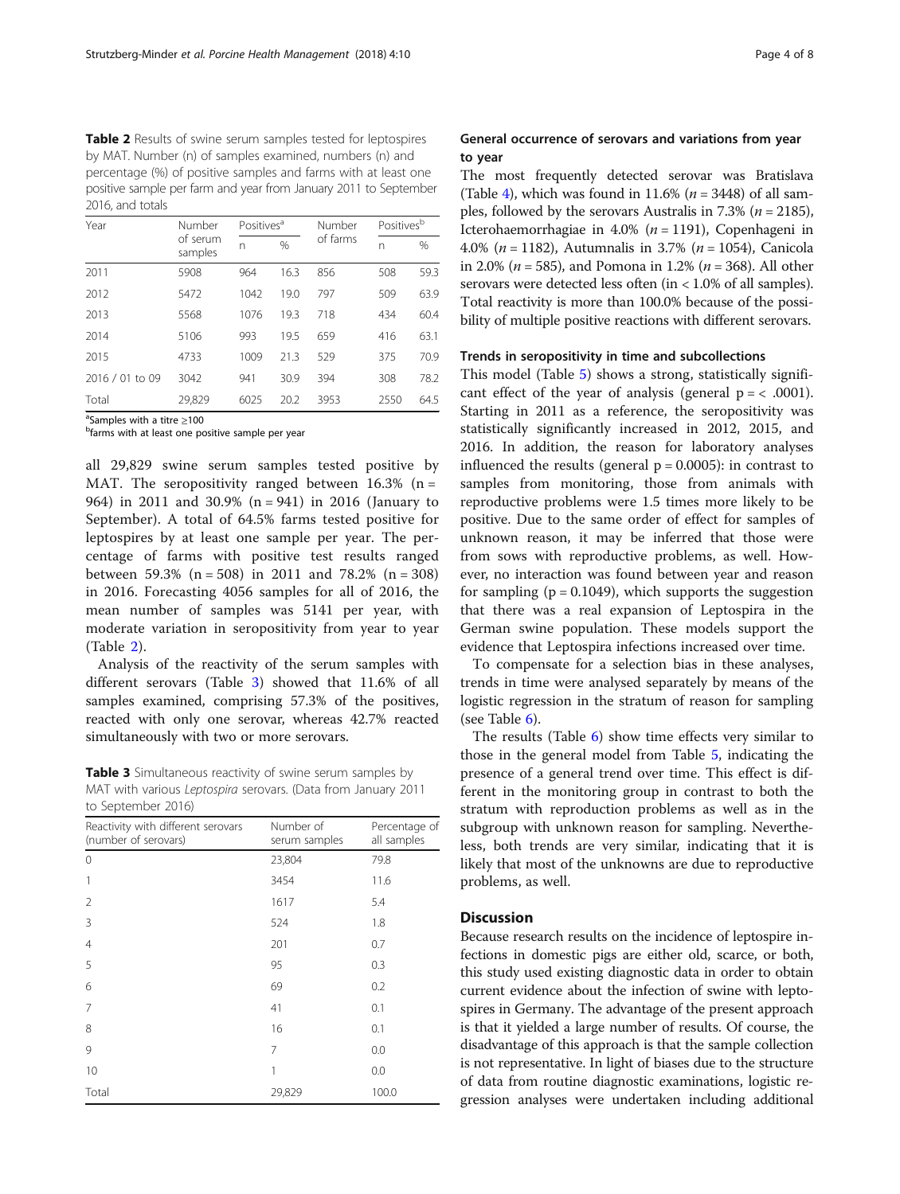**Table 2** Results of swine serum samples tested for leptospires by MAT. Number (n) of samples examined, numbers (n) and percentage (%) of positive samples and farms with at least one positive sample per farm and year from January 2011 to September 2016, and totals

| Year | Number of serum samples | Positives[a] | | Number of farms | Positives[b] | |
|---|---|---|---|---|---|---|
| | | n | % | | n | % |
| 2011 | 5908 | 964 | 16.3 | 856 | 508 | 59.3 |
| 2012 | 5472 | 1042 | 19.0 | 797 | 509 | 63.9 |
| 2013 | 5568 | 1076 | 19.3 | 718 | 434 | 60.4 |
| 2014 | 5106 | 993 | 19.5 | 659 | 416 | 63.1 |
| 2015 | 4733 | 1009 | 21.3 | 529 | 375 | 70.9 |
| 2016 / 01 to 09 | 3042 | 941 | 30.9 | 394 | 308 | 78.2 |
| Total | 29,829 | 6025 | 20.2 | 3953 | 2550 | 64.5 |

[a]Samples with a titre ≥100
[b]farms with at least one positive sample per year

all 29,829 swine serum samples tested positive by MAT. The seropositivity ranged between 16.3% (n = 964) in 2011 and 30.9% (n = 941) in 2016 (January to September). A total of 64.5% farms tested positive for leptospires by at least one sample per year. The percentage of farms with positive test results ranged between 59.3% (n = 508) in 2011 and 78.2% (n = 308) in 2016. Forecasting 4056 samples for all of 2016, the mean number of samples was 5141 per year, with moderate variation in seropositivity from year to year (Table 2).

Analysis of the reactivity of the serum samples with different serovars (Table 3) showed that 11.6% of all samples examined, comprising 57.3% of the positives, reacted with only one serovar, whereas 42.7% reacted simultaneously with two or more serovars.

**Table 3** Simultaneous reactivity of swine serum samples by MAT with various *Leptospira* serovars. (Data from January 2011 to September 2016)

| Reactivity with different serovars (number of serovars) | Number of serum samples | Percentage of all samples |
|---|---|---|
| 0 | 23,804 | 79.8 |
| 1 | 3454 | 11.6 |
| 2 | 1617 | 5.4 |
| 3 | 524 | 1.8 |
| 4 | 201 | 0.7 |
| 5 | 95 | 0.3 |
| 6 | 69 | 0.2 |
| 7 | 41 | 0.1 |
| 8 | 16 | 0.1 |
| 9 | 7 | 0.0 |
| 10 | 1 | 0.0 |
| Total | 29,829 | 100.0 |

### General occurrence of serovars and variations from year to year

The most frequently detected serovar was Bratislava (Table 4), which was found in 11.6% (*n* = 3448) of all samples, followed by the serovars Australis in 7.3% (*n* = 2185), Icterohaemorrhagiae in 4.0% (*n* = 1191), Copenhageni in 4.0% (*n* = 1182), Autumnalis in 3.7% (*n* = 1054), Canicola in 2.0% (*n* = 585), and Pomona in 1.2% (*n* = 368). All other serovars were detected less often (in < 1.0% of all samples). Total reactivity is more than 100.0% because of the possibility of multiple positive reactions with different serovars.

### Trends in seropositivity in time and subcollections

This model (Table 5) shows a strong, statistically significant effect of the year of analysis (general p = < .0001). Starting in 2011 as a reference, the seropositivity was statistically significantly increased in 2012, 2015, and 2016. In addition, the reason for laboratory analyses influenced the results (general p = 0.0005): in contrast to samples from monitoring, those from animals with reproductive problems were 1.5 times more likely to be positive. Due to the same order of effect for samples of unknown reason, it may be inferred that those were from sows with reproductive problems, as well. However, no interaction was found between year and reason for sampling (p = 0.1049), which supports the suggestion that there was a real expansion of Leptospira in the German swine population. These models support the evidence that Leptospira infections increased over time.

To compensate for a selection bias in these analyses, trends in time were analysed separately by means of the logistic regression in the stratum of reason for sampling (see Table 6).

The results (Table 6) show time effects very similar to those in the general model from Table 5, indicating the presence of a general trend over time. This effect is different in the monitoring group in contrast to both the stratum with reproduction problems as well as in the subgroup with unknown reason for sampling. Nevertheless, both trends are very similar, indicating that it is likely that most of the unknowns are due to reproductive problems, as well.

## Discussion

Because research results on the incidence of leptospire infections in domestic pigs are either old, scarce, or both, this study used existing diagnostic data in order to obtain current evidence about the infection of swine with leptospires in Germany. The advantage of the present approach is that it yielded a large number of results. Of course, the disadvantage of this approach is that the sample collection is not representative. In light of biases due to the structure of data from routine diagnostic examinations, logistic regression analyses were undertaken including additional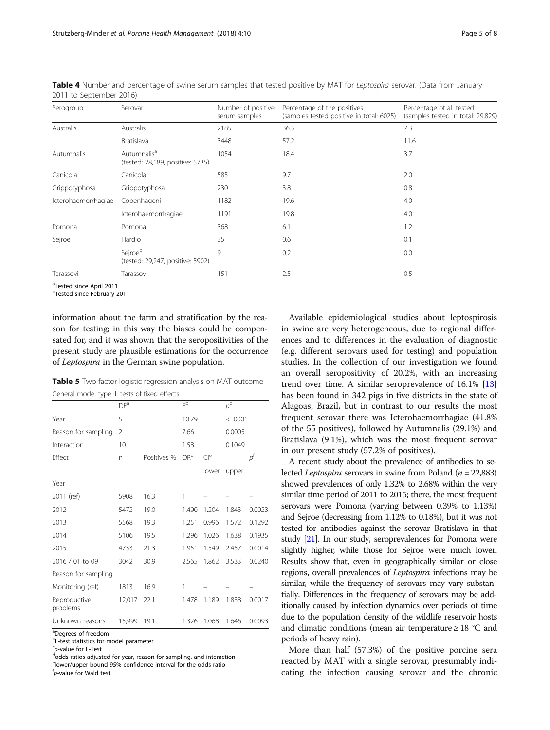**Table 4** Number and percentage of swine serum samples that tested positive by MAT for *Leptospira* serovar. (Data from January 2011 to September 2016)

| Serogroup | Serovar | Number of positive serum samples | Percentage of the positives (samples tested positive in total: 6025) | Percentage of all tested (samples tested in total: 29,829) |
|---|---|---|---|---|
| Australis | Australis | 2185 | 36.3 | 7.3 |
| | Bratislava | 3448 | 57.2 | 11.6 |
| Autumnalis | Autumnalis[a] (tested: 28,189, positive: 5735) | 1054 | 18.4 | 3.7 |
| Canicola | Canicola | 585 | 9.7 | 2.0 |
| Grippotyphosa | Grippotyphosa | 230 | 3.8 | 0.8 |
| Icterohaemorrhagiae | Copenhageni | 1182 | 19.6 | 4.0 |
| | Icterohaemorrhagiae | 1191 | 19.8 | 4.0 |
| Pomona | Pomona | 368 | 6.1 | 1.2 |
| Sejroe | Hardjo | 35 | 0.6 | 0.1 |
| | Sejroe[b] (tested: 29,247, positive: 5902) | 9 | 0.2 | 0.0 |
| Tarassovi | Tarassovi | 151 | 2.5 | 0.5 |

[a]Tested since April 2011
[b]Tested since February 2011

information about the farm and stratification by the reason for testing; in this way the biases could be compensated for, and it was shown that the seropositivities of the present study are plausible estimations for the occurrence of *Leptospira* in the German swine population.

**Table 5** Two-factor logistic regression analysis on MAT outcome

| General model type III tests of fixed effects | | | | | | |
|---|---|---|---|---|---|---|
| | DF[a] | | F[b] | | $p$[c] | |
| Year | 5 | | 10.79 | | < .0001 | |
| Reason for sampling | 2 | | 7.66 | | 0.0005 | |
| Interaction | 10 | | 1.58 | | 0.1049 | |
| Effect | n | Positives % | OR[d] | CI[e] | | $p$[f] |
| | | | | lower | upper | |
| Year | | | | | | |
| 2011 (ref) | 5908 | 16.3 | 1 | – | – | – |
| 2012 | 5472 | 19.0 | 1.490 | 1.204 | 1.843 | 0.0023 |
| 2013 | 5568 | 19.3 | 1.251 | 0.996 | 1.572 | 0.1292 |
| 2014 | 5106 | 19.5 | 1.296 | 1.026 | 1.638 | 0.1935 |
| 2015 | 4733 | 21.3 | 1.951 | 1.549 | 2.457 | 0.0014 |
| 2016 / 01 to 09 | 3042 | 30.9 | 2.565 | 1.862 | 3.533 | 0.0240 |
| Reason for sampling | | | | | | |
| Monitoring (ref) | 1813 | 16.9 | 1 | – | – | – |
| Reproductive problems | 12,017 | 22.1 | 1.478 | 1.189 | 1.838 | 0.0017 |
| Unknown reasons | 15,999 | 19.1 | 1.326 | 1.068 | 1.646 | 0.0093 |

[a]Degrees of freedom
[b]F-test statistics for model parameter
[c]$p$-value for F-Test
[d]odds ratios adjusted for year, reason for sampling, and interaction
[e]lower/upper bound 95% confidence interval for the odds ratio
[f]$p$-value for Wald test

Available epidemiological studies about leptospirosis in swine are very heterogeneous, due to regional differences and to differences in the evaluation of diagnostic (e.g. different serovars used for testing) and population studies. In the collection of our investigation we found an overall seropositivity of 20.2%, with an increasing trend over time. A similar seroprevalence of 16.1% [13] has been found in 342 pigs in five districts in the state of Alagoas, Brazil, but in contrast to our results the most frequent serovar there was Icterohaemorrhagiae (41.8% of the 55 positives), followed by Autumnalis (29.1%) and Bratislava (9.1%), which was the most frequent serovar in our present study (57.2% of positives).

A recent study about the prevalence of antibodies to selected *Leptospira* serovars in swine from Poland ($n$ = 22,883) showed prevalences of only 1.32% to 2.68% within the very similar time period of 2011 to 2015; there, the most frequent serovars were Pomona (varying between 0.39% to 1.13%) and Sejroe (decreasing from 1.12% to 0.18%), but it was not tested for antibodies against the serovar Bratislava in that study [21]. In our study, seroprevalences for Pomona were slightly higher, while those for Sejroe were much lower. Results show that, even in geographically similar or close regions, overall prevalences of *Leptospira* infections may be similar, while the frequency of serovars may vary substantially. Differences in the frequency of serovars may be additionally caused by infection dynamics over periods of time due to the population density of the wildlife reservoir hosts and climatic conditions (mean air temperature ≥ 18 °C and periods of heavy rain).

More than half (57.3%) of the positive porcine sera reacted by MAT with a single serovar, presumably indicating the infection causing serovar and the chronic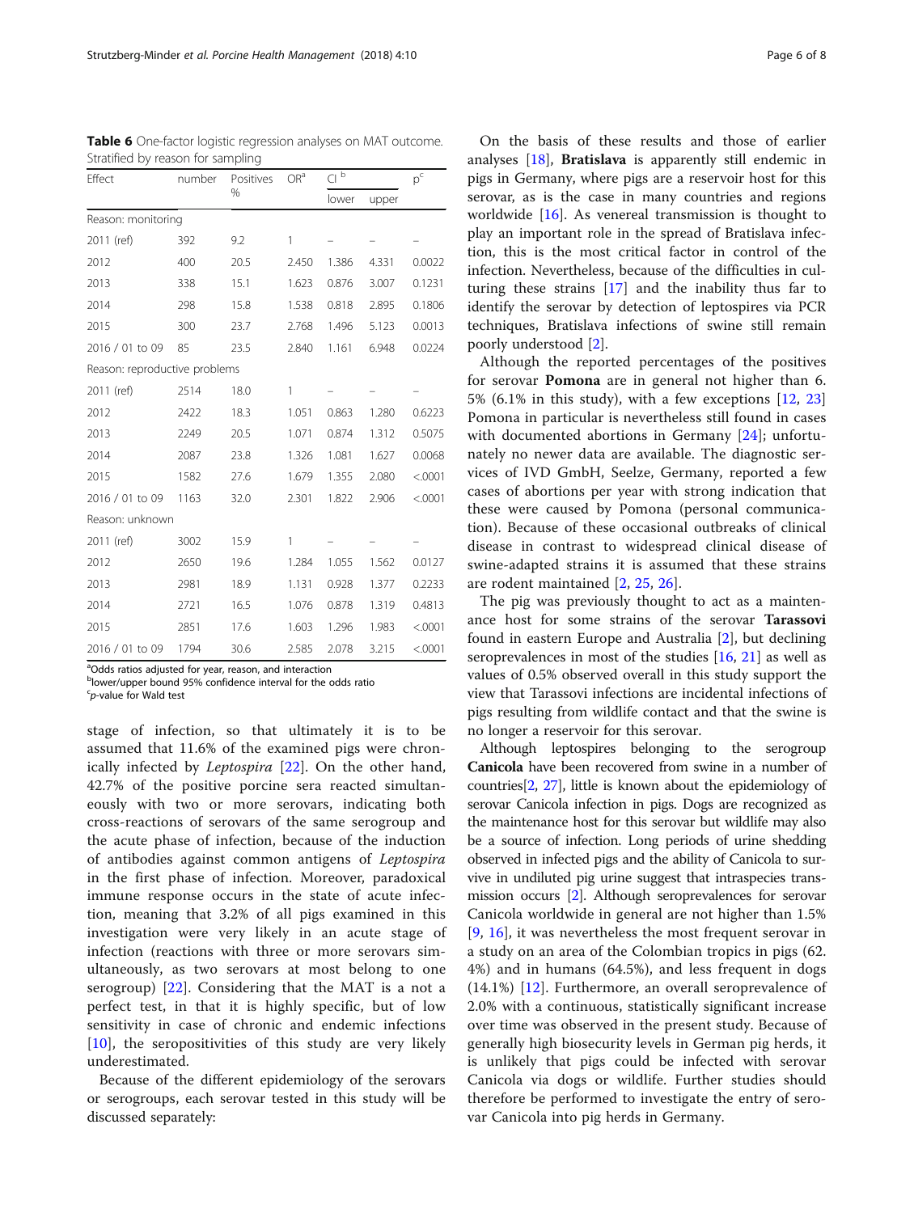**Table 6** One-factor logistic regression analyses on MAT outcome. Stratified by reason for sampling

| Effect | number | Positives % | OR[a] | CI [b] | | p[c] |
|---|---|---|---|---|---|---|
| | | | | lower | upper | |
| Reason: monitoring | | | | | | |
| 2011 (ref) | 392 | 9.2 | 1 | – | – | – |
| 2012 | 400 | 20.5 | 2.450 | 1.386 | 4.331 | 0.0022 |
| 2013 | 338 | 15.1 | 1.623 | 0.876 | 3.007 | 0.1231 |
| 2014 | 298 | 15.8 | 1.538 | 0.818 | 2.895 | 0.1806 |
| 2015 | 300 | 23.7 | 2.768 | 1.496 | 5.123 | 0.0013 |
| 2016 / 01 to 09 | 85 | 23.5 | 2.840 | 1.161 | 6.948 | 0.0224 |
| Reason: reproductive problems | | | | | | |
| 2011 (ref) | 2514 | 18.0 | 1 | – | – | – |
| 2012 | 2422 | 18.3 | 1.051 | 0.863 | 1.280 | 0.6223 |
| 2013 | 2249 | 20.5 | 1.071 | 0.874 | 1.312 | 0.5075 |
| 2014 | 2087 | 23.8 | 1.326 | 1.081 | 1.627 | 0.0068 |
| 2015 | 1582 | 27.6 | 1.679 | 1.355 | 2.080 | <.0001 |
| 2016 / 01 to 09 | 1163 | 32.0 | 2.301 | 1.822 | 2.906 | <.0001 |
| Reason: unknown | | | | | | |
| 2011 (ref) | 3002 | 15.9 | 1 | – | – | – |
| 2012 | 2650 | 19.6 | 1.284 | 1.055 | 1.562 | 0.0127 |
| 2013 | 2981 | 18.9 | 1.131 | 0.928 | 1.377 | 0.2233 |
| 2014 | 2721 | 16.5 | 1.076 | 0.878 | 1.319 | 0.4813 |
| 2015 | 2851 | 17.6 | 1.603 | 1.296 | 1.983 | <.0001 |
| 2016 / 01 to 09 | 1794 | 30.6 | 2.585 | 2.078 | 3.215 | <.0001 |

[a]Odds ratios adjusted for year, reason, and interaction
[b]lower/upper bound 95% confidence interval for the odds ratio
[c]*p*-value for Wald test

stage of infection, so that ultimately it is to be assumed that 11.6% of the examined pigs were chronically infected by *Leptospira* [22]. On the other hand, 42.7% of the positive porcine sera reacted simultaneously with two or more serovars, indicating both cross-reactions of serovars of the same serogroup and the acute phase of infection, because of the induction of antibodies against common antigens of *Leptospira* in the first phase of infection. Moreover, paradoxical immune response occurs in the state of acute infection, meaning that 3.2% of all pigs examined in this investigation were very likely in an acute stage of infection (reactions with three or more serovars simultaneously, as two serovars at most belong to one serogroup) [22]. Considering that the MAT is a not a perfect test, in that it is highly specific, but of low sensitivity in case of chronic and endemic infections [10], the seropositivities of this study are very likely underestimated.

Because of the different epidemiology of the serovars or serogroups, each serovar tested in this study will be discussed separately:

On the basis of these results and those of earlier analyses [18], **Bratislava** is apparently still endemic in pigs in Germany, where pigs are a reservoir host for this serovar, as is the case in many countries and regions worldwide [16]. As venereal transmission is thought to play an important role in the spread of Bratislava infection, this is the most critical factor in control of the infection. Nevertheless, because of the difficulties in culturing these strains [17] and the inability thus far to identify the serovar by detection of leptospires via PCR techniques, Bratislava infections of swine still remain poorly understood [2].

Although the reported percentages of the positives for serovar **Pomona** are in general not higher than 6.5% (6.1% in this study), with a few exceptions [12, 23] Pomona in particular is nevertheless still found in cases with documented abortions in Germany [24]; unfortunately no newer data are available. The diagnostic services of IVD GmbH, Seelze, Germany, reported a few cases of abortions per year with strong indication that these were caused by Pomona (personal communication). Because of these occasional outbreaks of clinical disease in contrast to widespread clinical disease of swine-adapted strains it is assumed that these strains are rodent maintained [2, 25, 26].

The pig was previously thought to act as a maintenance host for some strains of the serovar **Tarassovi** found in eastern Europe and Australia [2], but declining seroprevalences in most of the studies [16, 21] as well as values of 0.5% observed overall in this study support the view that Tarassovi infections are incidental infections of pigs resulting from wildlife contact and that the swine is no longer a reservoir for this serovar.

Although leptospires belonging to the serogroup **Canicola** have been recovered from swine in a number of countries[2, 27], little is known about the epidemiology of serovar Canicola infection in pigs. Dogs are recognized as the maintenance host for this serovar but wildlife may also be a source of infection. Long periods of urine shedding observed in infected pigs and the ability of Canicola to survive in undiluted pig urine suggest that intraspecies transmission occurs [2]. Although seroprevalences for serovar Canicola worldwide in general are not higher than 1.5% [9, 16], it was nevertheless the most frequent serovar in a study on an area of the Colombian tropics in pigs (62.4%) and in humans (64.5%), and less frequent in dogs (14.1%) [12]. Furthermore, an overall seroprevalence of 2.0% with a continuous, statistically significant increase over time was observed in the present study. Because of generally high biosecurity levels in German pig herds, it is unlikely that pigs could be infected with serovar Canicola via dogs or wildlife. Further studies should therefore be performed to investigate the entry of serovar Canicola into pig herds in Germany.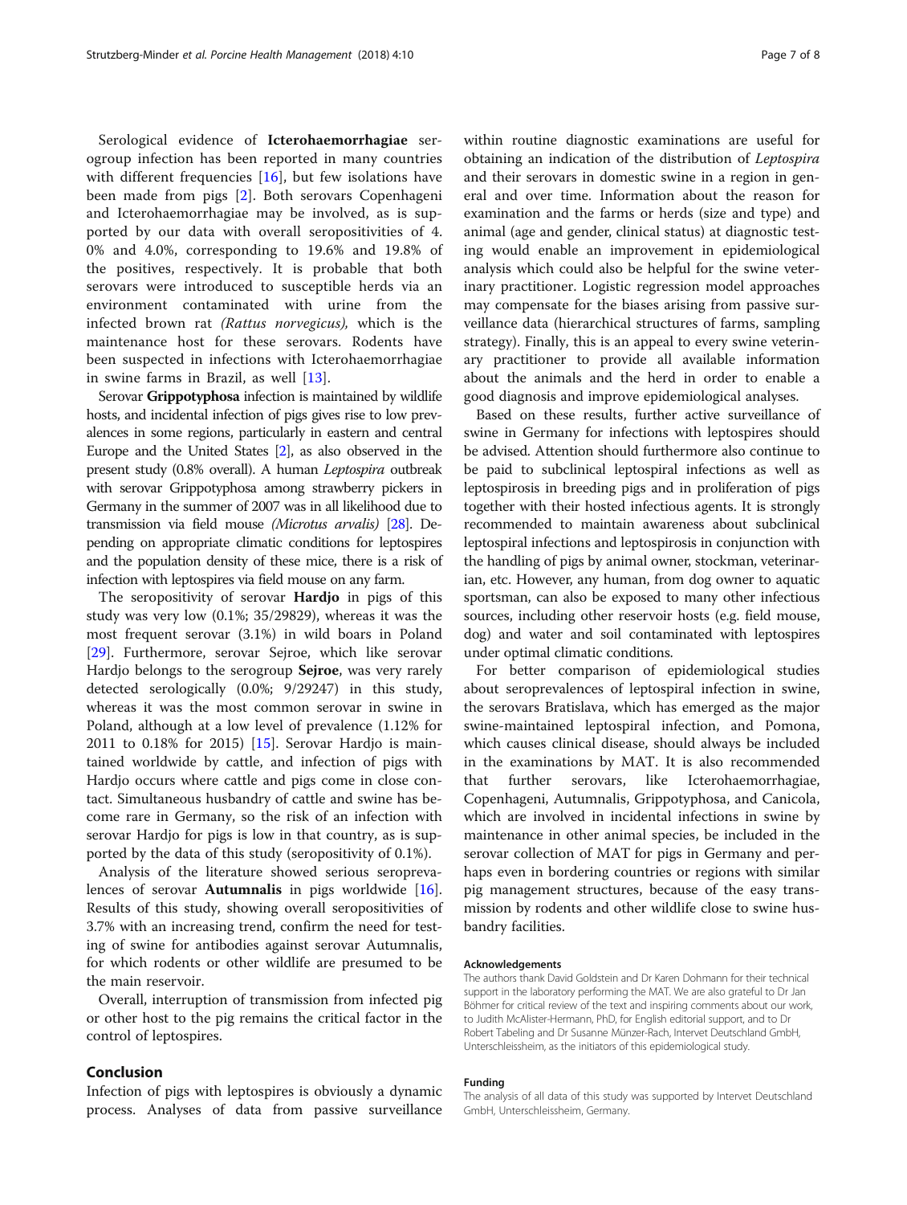Serological evidence of **Icterohaemorrhagiae** serogroup infection has been reported in many countries with different frequencies [16], but few isolations have been made from pigs [2]. Both serovars Copenhageni and Icterohaemorrhagiae may be involved, as is supported by our data with overall seropositivities of 4.0% and 4.0%, corresponding to 19.6% and 19.8% of the positives, respectively. It is probable that both serovars were introduced to susceptible herds via an environment contaminated with urine from the infected brown rat *(Rattus norvegicus)*, which is the maintenance host for these serovars. Rodents have been suspected in infections with Icterohaemorrhagiae in swine farms in Brazil, as well [13].

Serovar **Grippotyphosa** infection is maintained by wildlife hosts, and incidental infection of pigs gives rise to low prevalences in some regions, particularly in eastern and central Europe and the United States [2], as also observed in the present study (0.8% overall). A human *Leptospira* outbreak with serovar Grippotyphosa among strawberry pickers in Germany in the summer of 2007 was in all likelihood due to transmission via field mouse *(Microtus arvalis)* [28]. Depending on appropriate climatic conditions for leptospires and the population density of these mice, there is a risk of infection with leptospires via field mouse on any farm.

The seropositivity of serovar **Hardjo** in pigs of this study was very low (0.1%; 35/29829), whereas it was the most frequent serovar (3.1%) in wild boars in Poland [29]. Furthermore, serovar Sejroe, which like serovar Hardjo belongs to the serogroup **Sejroe**, was very rarely detected serologically (0.0%; 9/29247) in this study, whereas it was the most common serovar in swine in Poland, although at a low level of prevalence (1.12% for 2011 to 0.18% for 2015) [15]. Serovar Hardjo is maintained worldwide by cattle, and infection of pigs with Hardjo occurs where cattle and pigs come in close contact. Simultaneous husbandry of cattle and swine has become rare in Germany, so the risk of an infection with serovar Hardjo for pigs is low in that country, as is supported by the data of this study (seropositivity of 0.1%).

Analysis of the literature showed serious seroprevalences of serovar **Autumnalis** in pigs worldwide [16]. Results of this study, showing overall seropositivities of 3.7% with an increasing trend, confirm the need for testing of swine for antibodies against serovar Autumnalis, for which rodents or other wildlife are presumed to be the main reservoir.

Overall, interruption of transmission from infected pig or other host to the pig remains the critical factor in the control of leptospires.

## Conclusion

Infection of pigs with leptospires is obviously a dynamic process. Analyses of data from passive surveillance within routine diagnostic examinations are useful for obtaining an indication of the distribution of *Leptospira* and their serovars in domestic swine in a region in general and over time. Information about the reason for examination and the farms or herds (size and type) and animal (age and gender, clinical status) at diagnostic testing would enable an improvement in epidemiological analysis which could also be helpful for the swine veterinary practitioner. Logistic regression model approaches may compensate for the biases arising from passive surveillance data (hierarchical structures of farms, sampling strategy). Finally, this is an appeal to every swine veterinary practitioner to provide all available information about the animals and the herd in order to enable a good diagnosis and improve epidemiological analyses.

Based on these results, further active surveillance of swine in Germany for infections with leptospires should be advised. Attention should furthermore also continue to be paid to subclinical leptospiral infections as well as leptospirosis in breeding pigs and in proliferation of pigs together with their hosted infectious agents. It is strongly recommended to maintain awareness about subclinical leptospiral infections and leptospirosis in conjunction with the handling of pigs by animal owner, stockman, veterinarian, etc. However, any human, from dog owner to aquatic sportsman, can also be exposed to many other infectious sources, including other reservoir hosts (e.g. field mouse, dog) and water and soil contaminated with leptospires under optimal climatic conditions.

For better comparison of epidemiological studies about seroprevalences of leptospiral infection in swine, the serovars Bratislava, which has emerged as the major swine-maintained leptospiral infection, and Pomona, which causes clinical disease, should always be included in the examinations by MAT. It is also recommended that further serovars, like Icterohaemorrhagiae, Copenhageni, Autumnalis, Grippotyphosa, and Canicola, which are involved in incidental infections in swine by maintenance in other animal species, be included in the serovar collection of MAT for pigs in Germany and perhaps even in bordering countries or regions with similar pig management structures, because of the easy transmission by rodents and other wildlife close to swine husbandry facilities.

#### Acknowledgements

The authors thank David Goldstein and Dr Karen Dohmann for their technical support in the laboratory performing the MAT. We are also grateful to Dr Jan Böhmer for critical review of the text and inspiring comments about our work, to Judith McAlister-Hermann, PhD, for English editorial support, and to Dr Robert Tabeling and Dr Susanne Münzer-Rach, Intervet Deutschland GmbH, Unterschleissheim, as the initiators of this epidemiological study.

#### Funding

The analysis of all data of this study was supported by Intervet Deutschland GmbH, Unterschleissheim, Germany.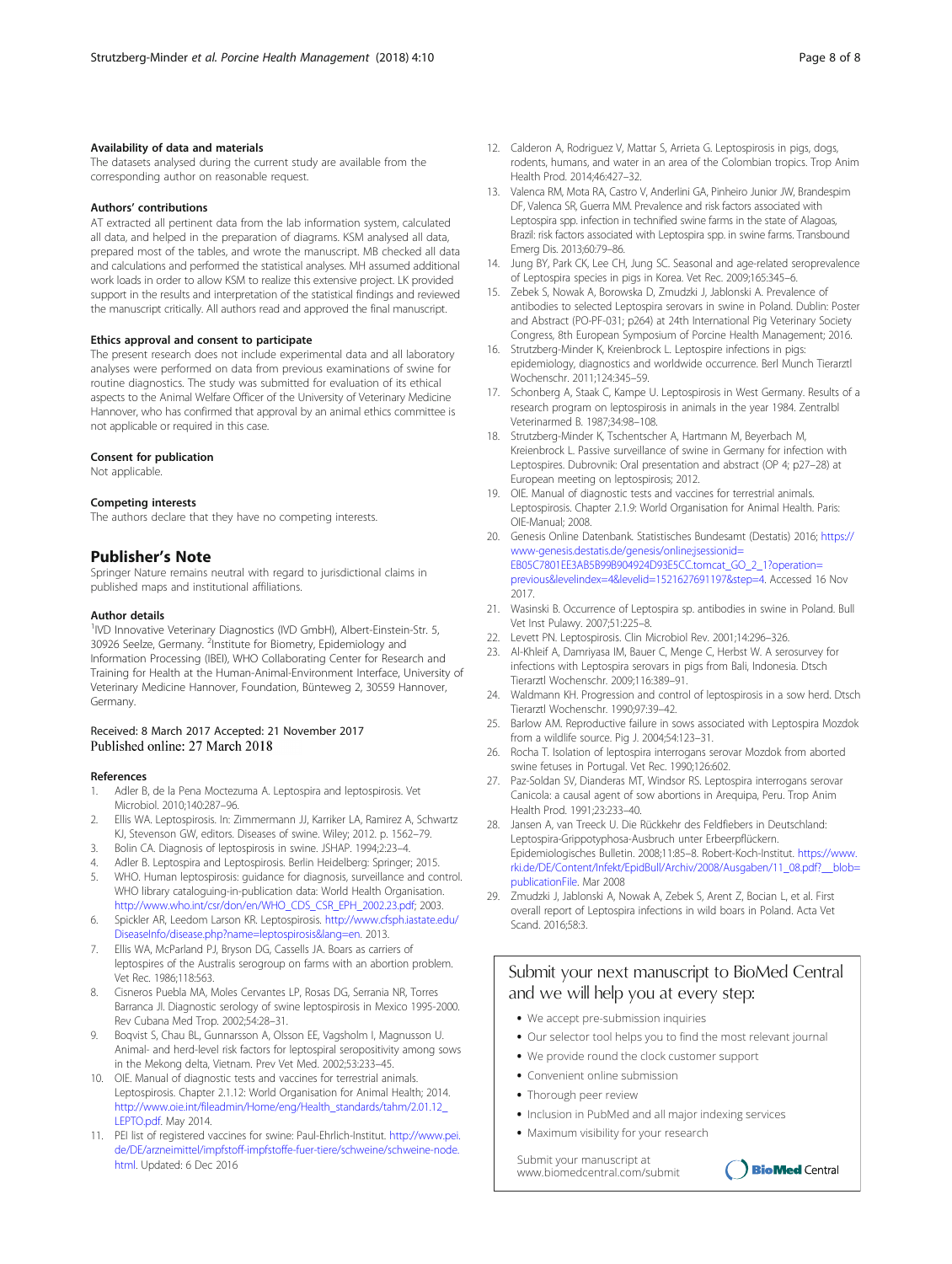#### Availability of data and materials

The datasets analysed during the current study are available from the corresponding author on reasonable request.

#### Authors' contributions

AT extracted all pertinent data from the lab information system, calculated all data, and helped in the preparation of diagrams. KSM analysed all data, prepared most of the tables, and wrote the manuscript. MB checked all data and calculations and performed the statistical analyses. MH assumed additional work loads in order to allow KSM to realize this extensive project. LK provided support in the results and interpretation of the statistical findings and reviewed the manuscript critically. All authors read and approved the final manuscript.

#### Ethics approval and consent to participate

The present research does not include experimental data and all laboratory analyses were performed on data from previous examinations of swine for routine diagnostics. The study was submitted for evaluation of its ethical aspects to the Animal Welfare Officer of the University of Veterinary Medicine Hannover, who has confirmed that approval by an animal ethics committee is not applicable or required in this case.

#### Consent for publication

Not applicable.

#### Competing interests

The authors declare that they have no competing interests.

### Publisher's Note

Springer Nature remains neutral with regard to jurisdictional claims in published maps and institutional affiliations.

#### Author details

[1]IVD Innovative Veterinary Diagnostics (IVD GmbH), Albert-Einstein-Str. 5, 30926 Seelze, Germany. [2]Institute for Biometry, Epidemiology and Information Processing (IBEI), WHO Collaborating Center for Research and Training for Health at the Human-Animal-Environment Interface, University of Veterinary Medicine Hannover, Foundation, Bünteweg 2, 30559 Hannover, Germany.

Received: 8 March 2017 Accepted: 21 November 2017
Published online: 27 March 2018

#### References

1. Adler B, de la Pena Moctezuma A. Leptospira and leptospirosis. Vet Microbiol. 2010;140:287–96.
2. Ellis WA. Leptospirosis. In: Zimmermann JJ, Karriker LA, Ramirez A, Schwartz KJ, Stevenson GW, editors. Diseases of swine. Wiley; 2012. p. 1562–79.
3. Bolin CA. Diagnosis of leptospirosis in swine. JSHAP. 1994;2:23–4.
4. Adler B. Leptospira and Leptospirosis. Berlin Heidelberg: Springer; 2015.
5. WHO. Human leptospirosis: guidance for diagnosis, surveillance and control. WHO library cataloguing-in-publication data: World Health Organisation. http://www.who.int/csr/don/en/WHO_CDS_CSR_EPH_2002.23.pdf; 2003.
6. Spickler AR, Leedom Larson KR. Leptospirosis. http://www.cfsph.iastate.edu/DiseaseInfo/disease.php?name=leptospirosis&lang=en. 2013.
7. Ellis WA, McParland PJ, Bryson DG, Cassells JA. Boars as carriers of leptospires of the Australis serogroup on farms with an abortion problem. Vet Rec. 1986;118:563.
8. Cisneros Puebla MA, Moles Cervantes LP, Rosas DG, Serrania NR, Torres Barranca JI. Diagnostic serology of swine leptospirosis in Mexico 1995-2000. Rev Cubana Med Trop. 2002;54:28–31.
9. Boqvist S, Chau BL, Gunnarsson A, Olsson EE, Vagsholm I, Magnusson U. Animal- and herd-level risk factors for leptospiral seropositivity among sows in the Mekong delta, Vietnam. Prev Vet Med. 2002;53:233–45.
10. OIE. Manual of diagnostic tests and vaccines for terrestrial animals. Leptospirosis. Chapter 2.1.12: World Organisation for Animal Health; 2014. http://www.oie.int/fileadmin/Home/eng/Health_standards/tahm/2.01.12_LEPTO.pdf. May 2014.
11. PEI list of registered vaccines for swine: Paul-Ehrlich-Institut. http://www.pei.de/DE/arzneimittel/impfstoff-impfstoffe-fuer-tiere/schweine/schweine-node.html. Updated: 6 Dec 2016
12. Calderon A, Rodriguez V, Mattar S, Arrieta G. Leptospirosis in pigs, dogs, rodents, humans, and water in an area of the Colombian tropics. Trop Anim Health Prod. 2014;46:427–32.
13. Valenca RM, Mota RA, Castro V, Anderlini GA, Pinheiro Junior JW, Brandespim DF, Valenca SR, Guerra MM. Prevalence and risk factors associated with Leptospira spp. infection in technified swine farms in the state of Alagoas, Brazil: risk factors associated with Leptospira spp. in swine farms. Transbound Emerg Dis. 2013;60:79–86.
14. Jung BY, Park CK, Lee CH, Jung SC. Seasonal and age-related seroprevalence of Leptospira species in pigs in Korea. Vet Rec. 2009;165:345–6.
15. Zebek S, Nowak A, Borowska D, Zmudzki J, Jablonski A. Prevalence of antibodies to selected Leptospira serovars in swine in Poland. Dublin: Poster and Abstract (PO-PF-031; p264) at 24th International Pig Veterinary Society Congress, 8th European Symposium of Porcine Health Management; 2016.
16. Strutzberg-Minder K, Kreienbrock L. Leptospire infections in pigs: epidemiology, diagnostics and worldwide occurrence. Berl Munch Tierarztl Wochenschr. 2011;124:345–59.
17. Schonberg A, Staak C, Kampe U. Leptospirosis in West Germany. Results of a research program on leptospirosis in animals in the year 1984. Zentralbl Veterinarmed B. 1987;34:98–108.
18. Strutzberg-Minder K, Tschentscher A, Hartmann M, Beyerbach M, Kreienbrock L. Passive surveillance of swine in Germany for infection with Leptospires. Dubrovnik: Oral presentation and abstract (OP 4; p27–28) at European meeting on leptospirosis; 2012.
19. OIE. Manual of diagnostic tests and vaccines for terrestrial animals. Leptospirosis. Chapter 2.1.9: World Organisation for Animal Health. Paris: OIE-Manual; 2008.
20. Genesis Online Datenbank. Statistisches Bundesamt (Destatis) 2016; https://www-genesis.destatis.de/genesis/online;jsessionid=EB05C7801EE3AB5B99B904924D93E5CC.tomcat_GO_2_1?operation=previous&levelindex=4&levelid=1521627691197&step=4. Accessed 16 Nov 2017.
21. Wasinski B. Occurrence of Leptospira sp. antibodies in swine in Poland. Bull Vet Inst Pulawy. 2007;51:225–8.
22. Levett PN. Leptospirosis. Clin Microbiol Rev. 2001;14:296–326.
23. Al-Khleif A, Damriyasa IM, Bauer C, Menge C, Herbst W. A serosurvey for infections with Leptospira serovars in pigs from Bali, Indonesia. Dtsch Tierarztl Wochenschr. 2009;116:389–91.
24. Waldmann KH. Progression and control of leptospirosis in a sow herd. Dtsch Tierarztl Wochenschr. 1990;97:39–42.
25. Barlow AM. Reproductive failure in sows associated with Leptospira Mozdok from a wildlife source. Pig J. 2004;54:123–31.
26. Rocha T. Isolation of leptospira interrogans serovar Mozdok from aborted swine fetuses in Portugal. Vet Rec. 1990;126:602.
27. Paz-Soldan SV, Dianderas MT, Windsor RS. Leptospira interrogans serovar Canicola: a causal agent of sow abortions in Arequipa, Peru. Trop Anim Health Prod. 1991;23:233–40.
28. Jansen A, van Treeck U. Die Rückkehr des Feldfiebers in Deutschland: Leptospira-Grippotyphosa-Ausbruch unter Erbeerpflückern. Epidemiologisches Bulletin. 2008;11:85–8. Robert-Koch-Institut. https://www.rki.de/DE/Content/Infekt/EpidBull/Archiv/2008/Ausgaben/11_08.pdf?__blob=publicationFile. Mar 2008
29. Zmudzki J, Jablonski A, Nowak A, Zebek S, Arent Z, Bocian L, et al. First overall report of Leptospira infections in wild boars in Poland. Acta Vet Scand. 2016;58:3.